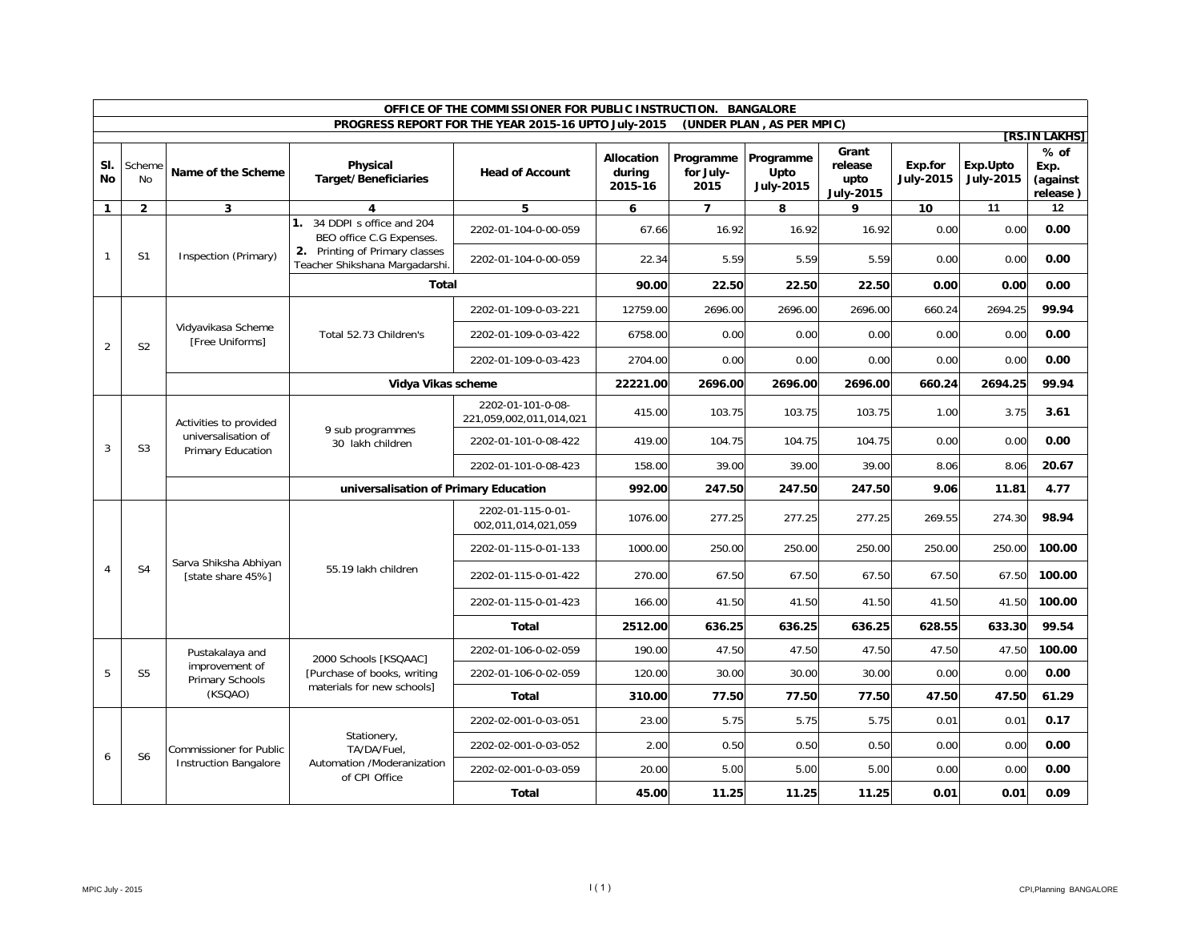# OFFICE OF THE COMMISSIONER FOR PUBLIC INSTRUCTION. BANGALORE

## PROGRESS REPORT FOR THE YEAR 2015-16 UPTO July-2015 (UNDER PLAN , AS PER MPIC)

[RS.IN LAKHS]

| Sl. No | Scheme No | Name of the Scheme | Physical Target/Beneficiaries | Head of Account | Allocation during 2015-16 | Programme for July-2015 | Programme Upto July-2015 | Grant release upto July-2015 | Exp.for July-2015 | Exp.Upto July-2015 | % of Exp. (against release ) |
|---|---|---|---|---|---|---|---|---|---|---|---|
| 1 | 2 | 3 | 4 | 5 | 6 | 7 | 8 | 9 | 10 | 11 | 12 |
| 1 | S1 | Inspection (Primary) | 1. 34 DDPI s office and 204 BEO office C.G Expenses. | 2202-01-104-0-00-059 | 67.66 | 16.92 | 16.92 | 16.92 | 0.00 | 0.00 | **0.00** |
| | | | 2. Printing of Primary classes Teacher Shikshana Margadarshi. | 2202-01-104-0-00-059 | 22.34 | 5.59 | 5.59 | 5.59 | 0.00 | 0.00 | **0.00** |
| | | | **Total** | | **90.00** | **22.50** | **22.50** | **22.50** | **0.00** | **0.00** | **0.00** |
| 2 | S2 | Vidyavikasa Scheme [Free Uniforms] | Total 52.73 Children's | 2202-01-109-0-03-221 | 12759.00 | 2696.00 | 2696.00 | 2696.00 | 660.24 | 2694.25 | **99.94** |
| | | | | 2202-01-109-0-03-422 | 6758.00 | 0.00 | 0.00 | 0.00 | 0.00 | 0.00 | **0.00** |
| | | | | 2202-01-109-0-03-423 | 2704.00 | 0.00 | 0.00 | 0.00 | 0.00 | 0.00 | **0.00** |
| | | | **Vidya Vikas scheme** | | **22221.00** | **2696.00** | **2696.00** | **2696.00** | **660.24** | **2694.25** | **99.94** |
| 3 | S3 | Activities to provided universalisation of Primary Education | 9 sub programmes 30 lakh children | 2202-01-101-0-08-221,059,002,011,014,021 | 415.00 | 103.75 | 103.75 | 103.75 | 1.00 | 3.75 | **3.61** |
| | | | | 2202-01-101-0-08-422 | 419.00 | 104.75 | 104.75 | 104.75 | 0.00 | 0.00 | **0.00** |
| | | | | 2202-01-101-0-08-423 | 158.00 | 39.00 | 39.00 | 39.00 | 8.06 | 8.06 | **20.67** |
| | | | **universalisation of Primary Education** | | **992.00** | **247.50** | **247.50** | **247.50** | **9.06** | **11.81** | **4.77** |
| 4 | S4 | Sarva Shiksha Abhiyan [state share 45%] | 55.19 lakh children | 2202-01-115-0-01-002,011,014,021,059 | 1076.00 | 277.25 | 277.25 | 277.25 | 269.55 | 274.30 | **98.94** |
| | | | | 2202-01-115-0-01-133 | 1000.00 | 250.00 | 250.00 | 250.00 | 250.00 | 250.00 | **100.00** |
| | | | | 2202-01-115-0-01-422 | 270.00 | 67.50 | 67.50 | 67.50 | 67.50 | 67.50 | **100.00** |
| | | | | 2202-01-115-0-01-423 | 166.00 | 41.50 | 41.50 | 41.50 | 41.50 | 41.50 | **100.00** |
| | | | | **Total** | **2512.00** | **636.25** | **636.25** | **636.25** | **628.55** | **633.30** | **99.54** |
| 5 | S5 | Pustakalaya and improvement of Primary Schools (KSQAO) | 2000 Schools [KSQAAC] [Purchase of books, writing materials for new schools] | 2202-01-106-0-02-059 | 190.00 | 47.50 | 47.50 | 47.50 | 47.50 | 47.50 | **100.00** |
| | | | | 2202-01-106-0-02-059 | 120.00 | 30.00 | 30.00 | 30.00 | 0.00 | 0.00 | **0.00** |
| | | | | **Total** | **310.00** | **77.50** | **77.50** | **77.50** | **47.50** | **47.50** | **61.29** |
| 6 | S6 | Commissioner for Public Instruction Bangalore | Stationery, TA/DA/Fuel, Automation /Moderanization of CPI Office | 2202-02-001-0-03-051 | 23.00 | 5.75 | 5.75 | 5.75 | 0.01 | 0.01 | **0.17** |
| | | | | 2202-02-001-0-03-052 | 2.00 | 0.50 | 0.50 | 0.50 | 0.00 | 0.00 | **0.00** |
| | | | | 2202-02-001-0-03-059 | 20.00 | 5.00 | 5.00 | 5.00 | 0.00 | 0.00 | **0.00** |
| | | | | **Total** | **45.00** | **11.25** | **11.25** | **11.25** | **0.01** | **0.01** | **0.09** |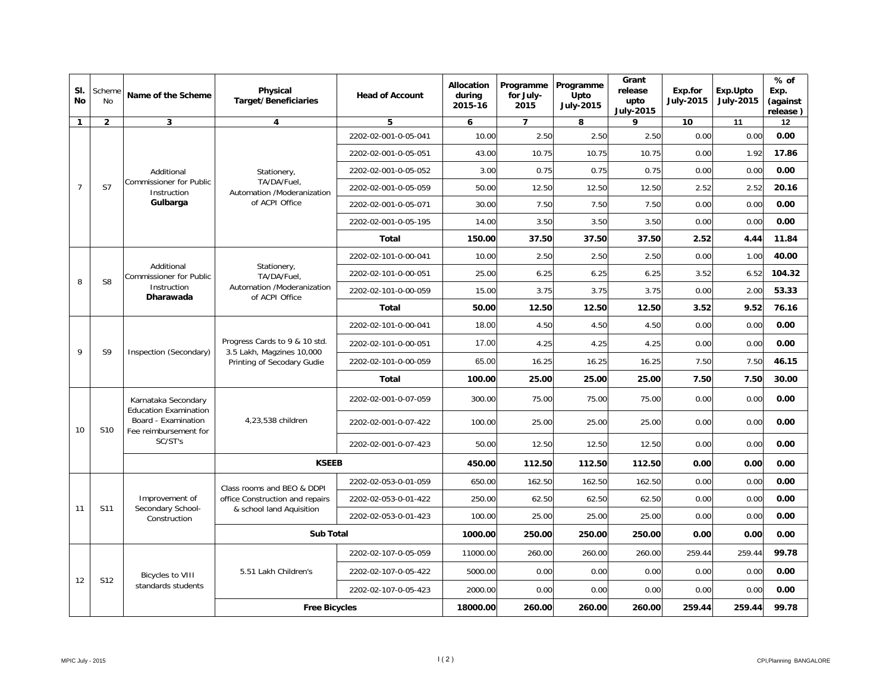| Sl. No | Scheme No | Name of the Scheme | Physical Target/Beneficiaries | Head of Account | Allocation during 2015-16 | Programme for July-2015 | Programme Upto July-2015 | Grant release upto July-2015 | Exp.for July-2015 | Exp.Upto July-2015 | % of Exp. (against release) |
|---|---|---|---|---|---|---|---|---|---|---|---|
| 1 | 2 | 3 | 4 | 5 | 6 | 7 | 8 | 9 | 10 | 11 | 12 |
| 7 | S7 | Additional Commissioner for Public Instruction **Gulbarga** | Stationery, TA/DA/Fuel, Automation /Moderanization of ACPI Office | 2202-02-001-0-05-041 | 10.00 | 2.50 | 2.50 | 2.50 | 0.00 | 0.00 | **0.00** |
| | | | | 2202-02-001-0-05-051 | 43.00 | 10.75 | 10.75 | 10.75 | 0.00 | 1.92 | **17.86** |
| | | | | 2202-02-001-0-05-052 | 3.00 | 0.75 | 0.75 | 0.75 | 0.00 | 0.00 | **0.00** |
| | | | | 2202-02-001-0-05-059 | 50.00 | 12.50 | 12.50 | 12.50 | 2.52 | 2.52 | **20.16** |
| | | | | 2202-02-001-0-05-071 | 30.00 | 7.50 | 7.50 | 7.50 | 0.00 | 0.00 | **0.00** |
| | | | | 2202-02-001-0-05-195 | 14.00 | 3.50 | 3.50 | 3.50 | 0.00 | 0.00 | **0.00** |
| | | | | **Total** | **150.00** | **37.50** | **37.50** | **37.50** | **2.52** | **4.44** | **11.84** |
| 8 | S8 | Additional Commissioner for Public Instruction **Dharawada** | Stationery, TA/DA/Fuel, Automation /Moderanization of ACPI Office | 2202-02-101-0-00-041 | 10.00 | 2.50 | 2.50 | 2.50 | 0.00 | 1.00 | **40.00** |
| | | | | 2202-02-101-0-00-051 | 25.00 | 6.25 | 6.25 | 6.25 | 3.52 | 6.52 | **104.32** |
| | | | | 2202-02-101-0-00-059 | 15.00 | 3.75 | 3.75 | 3.75 | 0.00 | 2.00 | **53.33** |
| | | | | **Total** | **50.00** | **12.50** | **12.50** | **12.50** | **3.52** | **9.52** | **76.16** |
| 9 | S9 | Inspection (Secondary) | Progress Cards to 9 & 10 std. 3.5 Lakh, Magzines 10,000 Printing of Secodary Gudie | 2202-02-101-0-00-041 | 18.00 | 4.50 | 4.50 | 4.50 | 0.00 | 0.00 | **0.00** |
| | | | | 2202-02-101-0-00-051 | 17.00 | 4.25 | 4.25 | 4.25 | 0.00 | 0.00 | **0.00** |
| | | | | 2202-02-101-0-00-059 | 65.00 | 16.25 | 16.25 | 16.25 | 7.50 | 7.50 | **46.15** |
| | | | | **Total** | **100.00** | **25.00** | **25.00** | **25.00** | **7.50** | **7.50** | **30.00** |
| 10 | S10 | Karnataka Secondary Education Examination Board - Examination Fee reimbursement for SC/ST's | 4,23,538 children | 2202-02-001-0-07-059 | 300.00 | 75.00 | 75.00 | 75.00 | 0.00 | 0.00 | **0.00** |
| | | | | 2202-02-001-0-07-422 | 100.00 | 25.00 | 25.00 | 25.00 | 0.00 | 0.00 | **0.00** |
| | | | | 2202-02-001-0-07-423 | 50.00 | 12.50 | 12.50 | 12.50 | 0.00 | 0.00 | **0.00** |
| | | | **KSEEB** | | **450.00** | **112.50** | **112.50** | **112.50** | **0.00** | **0.00** | **0.00** |
| 11 | S11 | Improvement of Secondary School-Construction | Class rooms and BEO & DDPI office Construction and repairs & school land Aquisition | 2202-02-053-0-01-059 | 650.00 | 162.50 | 162.50 | 162.50 | 0.00 | 0.00 | **0.00** |
| | | | | 2202-02-053-0-01-422 | 250.00 | 62.50 | 62.50 | 62.50 | 0.00 | 0.00 | **0.00** |
| | | | | 2202-02-053-0-01-423 | 100.00 | 25.00 | 25.00 | 25.00 | 0.00 | 0.00 | **0.00** |
| | | | **Sub Total** | | **1000.00** | **250.00** | **250.00** | **250.00** | **0.00** | **0.00** | **0.00** |
| 12 | S12 | Bicycles to VIII standards students | 5.51 Lakh Children's | 2202-02-107-0-05-059 | 11000.00 | 260.00 | 260.00 | 260.00 | 259.44 | 259.44 | **99.78** |
| | | | | 2202-02-107-0-05-422 | 5000.00 | 0.00 | 0.00 | 0.00 | 0.00 | 0.00 | **0.00** |
| | | | | 2202-02-107-0-05-423 | 2000.00 | 0.00 | 0.00 | 0.00 | 0.00 | 0.00 | **0.00** |
| | | | **Free Bicycles** | | **18000.00** | **260.00** | **260.00** | **260.00** | **259.44** | **259.44** | **99.78** |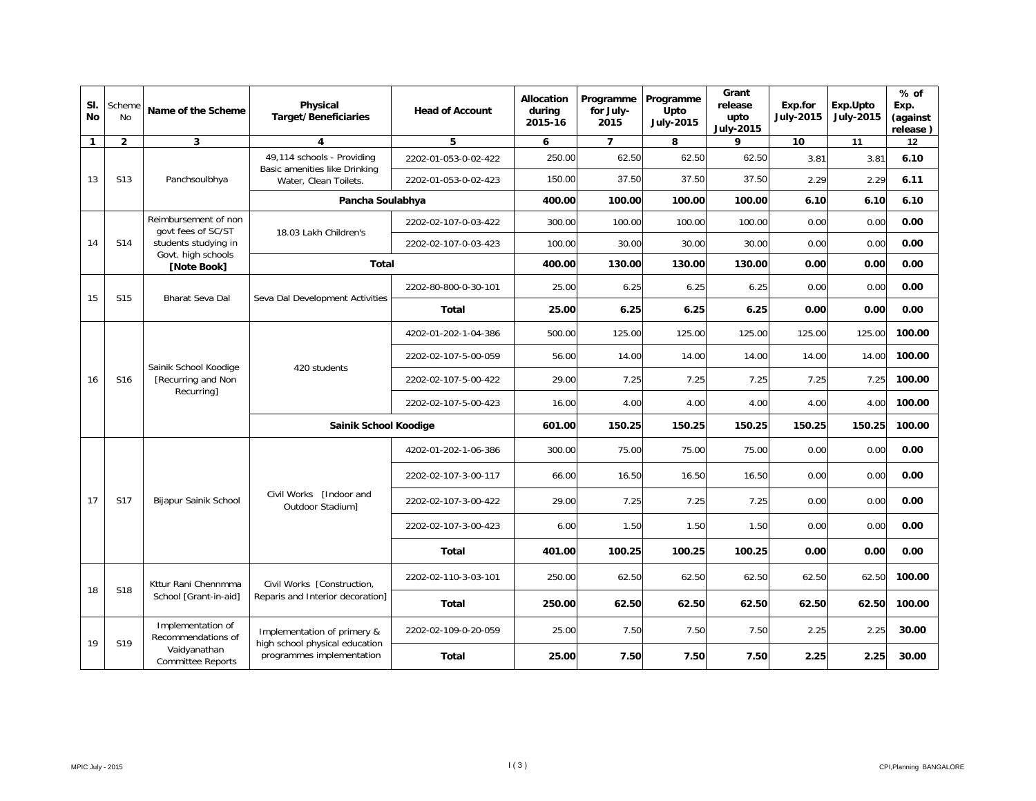| Sl. No | Scheme No | Name of the Scheme | Physical Target/Beneficiaries | Head of Account | Allocation during 2015-16 | Programme for July-2015 | Programme Upto July-2015 | Grant release upto July-2015 | Exp.for July-2015 | Exp.Upto July-2015 | % of Exp. (against release ) |
|---|---|---|---|---|---|---|---|---|---|---|---|
| 1 | 2 | 3 | 4 | 5 | 6 | 7 | 8 | 9 | 10 | 11 | 12 |
| 13 | S13 | Panchsoulbhya | 49,114 schools - Providing Basic amenities like Drinking Water, Clean Toilets. | 2202-01-053-0-02-422 | 250.00 | 62.50 | 62.50 | 62.50 | 3.81 | 3.81 | **6.10** |
| | | | | 2202-01-053-0-02-423 | 150.00 | 37.50 | 37.50 | 37.50 | 2.29 | 2.29 | **6.11** |
| | | | **Pancha Soulabhya** | | **400.00** | **100.00** | **100.00** | **100.00** | **6.10** | **6.10** | **6.10** |
| 14 | S14 | Reimbursement of non govt fees of SC/ST students studying in Govt. high schools **[Note Book]** | 18.03 Lakh Children's | 2202-02-107-0-03-422 | 300.00 | 100.00 | 100.00 | 100.00 | 0.00 | 0.00 | **0.00** |
| | | | | 2202-02-107-0-03-423 | 100.00 | 30.00 | 30.00 | 30.00 | 0.00 | 0.00 | **0.00** |
| | | | **Total** | | **400.00** | **130.00** | **130.00** | **130.00** | **0.00** | **0.00** | **0.00** |
| 15 | S15 | Bharat Seva Dal | Seva Dal Development Activities | 2202-80-800-0-30-101 | 25.00 | 6.25 | 6.25 | 6.25 | 0.00 | 0.00 | **0.00** |
| | | | | **Total** | **25.00** | **6.25** | **6.25** | **6.25** | **0.00** | **0.00** | **0.00** |
| 16 | S16 | Sainik School Koodige [Recurring and Non Recurring] | 420 students | 4202-01-202-1-04-386 | 500.00 | 125.00 | 125.00 | 125.00 | 125.00 | 125.00 | **100.00** |
| | | | | 2202-02-107-5-00-059 | 56.00 | 14.00 | 14.00 | 14.00 | 14.00 | 14.00 | **100.00** |
| | | | | 2202-02-107-5-00-422 | 29.00 | 7.25 | 7.25 | 7.25 | 7.25 | 7.25 | **100.00** |
| | | | | 2202-02-107-5-00-423 | 16.00 | 4.00 | 4.00 | 4.00 | 4.00 | 4.00 | **100.00** |
| | | | **Sainik School Koodige** | | **601.00** | **150.25** | **150.25** | **150.25** | **150.25** | **150.25** | **100.00** |
| 17 | S17 | Bijapur Sainik School | Civil Works [Indoor and Outdoor Stadium] | 4202-01-202-1-06-386 | 300.00 | 75.00 | 75.00 | 75.00 | 0.00 | 0.00 | **0.00** |
| | | | | 2202-02-107-3-00-117 | 66.00 | 16.50 | 16.50 | 16.50 | 0.00 | 0.00 | **0.00** |
| | | | | 2202-02-107-3-00-422 | 29.00 | 7.25 | 7.25 | 7.25 | 0.00 | 0.00 | **0.00** |
| | | | | 2202-02-107-3-00-423 | 6.00 | 1.50 | 1.50 | 1.50 | 0.00 | 0.00 | **0.00** |
| | | | | **Total** | **401.00** | **100.25** | **100.25** | **100.25** | **0.00** | **0.00** | **0.00** |
| 18 | S18 | Kttur Rani Chennmma School [Grant-in-aid] | Civil Works [Construction, Reparis and Interior decoration] | 2202-02-110-3-03-101 | 250.00 | 62.50 | 62.50 | 62.50 | 62.50 | 62.50 | **100.00** |
| | | | | **Total** | **250.00** | **62.50** | **62.50** | **62.50** | **62.50** | **62.50** | **100.00** |
| 19 | S19 | Implementation of Recommendations of Vaidyanathan Committee Reports | Implementation of primery & high school physical education programmes implementation | 2202-02-109-0-20-059 | 25.00 | 7.50 | 7.50 | 7.50 | 2.25 | 2.25 | **30.00** |
| | | | | **Total** | **25.00** | **7.50** | **7.50** | **7.50** | **2.25** | **2.25** | **30.00** |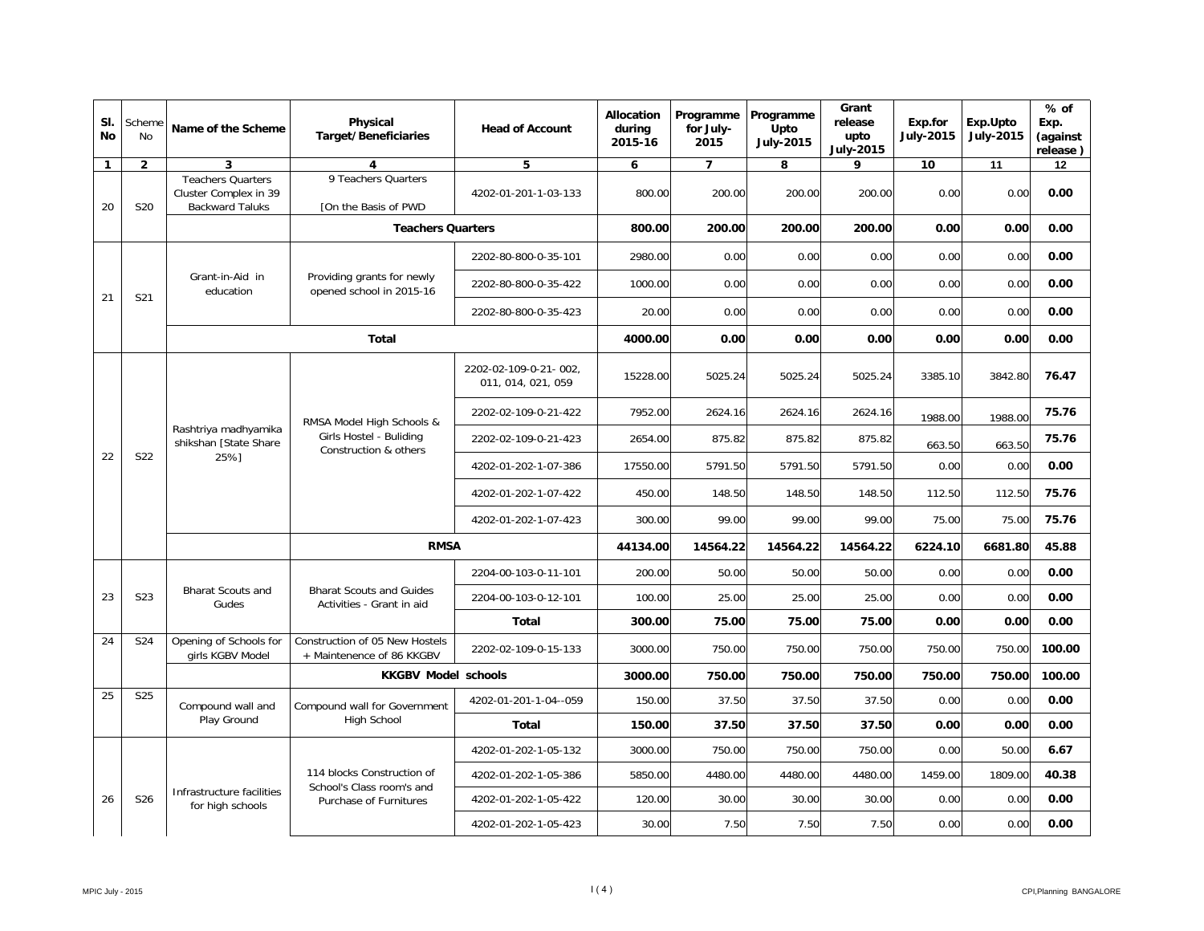| Sl. No | Scheme No | Name of the Scheme | Physical Target/Beneficiaries | Head of Account | Allocation during 2015-16 | Programme for July-2015 | Programme Upto July-2015 | Grant release upto July-2015 | Exp.for July-2015 | Exp.Upto July-2015 | % of Exp. (against release ) |
|---|---|---|---|---|---|---|---|---|---|---|---|
| 1 | 2 | 3 | 4 | 5 | 6 | 7 | 8 | 9 | 10 | 11 | 12 |
| 20 | S20 | Teachers Quarters Cluster Complex in 39 Backward Taluks | 9 Teachers Quarters [On the Basis of PWD | 4202-01-201-1-03-133 | 800.00 | 200.00 | 200.00 | 200.00 | 0.00 | 0.00 | **0.00** |
| | | | **Teachers Quarters** | | **800.00** | **200.00** | **200.00** | **200.00** | **0.00** | **0.00** | **0.00** |
| 21 | S21 | Grant-in-Aid in education | Providing grants for newly opened school in 2015-16 | 2202-80-800-0-35-101 | 2980.00 | 0.00 | 0.00 | 0.00 | 0.00 | 0.00 | **0.00** |
| | | | | 2202-80-800-0-35-422 | 1000.00 | 0.00 | 0.00 | 0.00 | 0.00 | 0.00 | **0.00** |
| | | | | 2202-80-800-0-35-423 | 20.00 | 0.00 | 0.00 | 0.00 | 0.00 | 0.00 | **0.00** |
| | | | **Total** | | **4000.00** | **0.00** | **0.00** | **0.00** | **0.00** | **0.00** | **0.00** |
| 22 | S22 | Rashtriya madhyamika shikshan [State Share 25%] | RMSA Model High Schools & Girls Hostel - Buliding Construction & others | 2202-02-109-0-21- 002, 011, 014, 021, 059 | 15228.00 | 5025.24 | 5025.24 | 5025.24 | 3385.10 | 3842.80 | **76.47** |
| | | | | 2202-02-109-0-21-422 | 7952.00 | 2624.16 | 2624.16 | 2624.16 | 1988.00 | 1988.00 | **75.76** |
| | | | | 2202-02-109-0-21-423 | 2654.00 | 875.82 | 875.82 | 875.82 | 663.50 | 663.50 | **75.76** |
| | | | | 4202-01-202-1-07-386 | 17550.00 | 5791.50 | 5791.50 | 5791.50 | 0.00 | 0.00 | **0.00** |
| | | | | 4202-01-202-1-07-422 | 450.00 | 148.50 | 148.50 | 148.50 | 112.50 | 112.50 | **75.76** |
| | | | | 4202-01-202-1-07-423 | 300.00 | 99.00 | 99.00 | 99.00 | 75.00 | 75.00 | **75.76** |
| | | | **RMSA** | | **44134.00** | **14564.22** | **14564.22** | **14564.22** | **6224.10** | **6681.80** | **45.88** |
| 23 | S23 | Bharat Scouts and Gudes | Bharat Scouts and Guides Activities - Grant in aid | 2204-00-103-0-11-101 | 200.00 | 50.00 | 50.00 | 50.00 | 0.00 | 0.00 | **0.00** |
| | | | | 2204-00-103-0-12-101 | 100.00 | 25.00 | 25.00 | 25.00 | 0.00 | 0.00 | **0.00** |
| | | | | **Total** | **300.00** | **75.00** | **75.00** | **75.00** | **0.00** | **0.00** | **0.00** |
| 24 | S24 | Opening of Schools for girls KGBV Model | Construction of 05 New Hostels + Maintenence of 86 KKGBV | 2202-02-109-0-15-133 | 3000.00 | 750.00 | 750.00 | 750.00 | 750.00 | 750.00 | **100.00** |
| | | | **KKGBV Model schools** | | **3000.00** | **750.00** | **750.00** | **750.00** | **750.00** | **750.00** | **100.00** |
| 25 | S25 | Compound wall and Play Ground | Compound wall for Government High School | 4202-01-201-1-04--059 | 150.00 | 37.50 | 37.50 | 37.50 | 0.00 | 0.00 | **0.00** |
| | | | | **Total** | **150.00** | **37.50** | **37.50** | **37.50** | **0.00** | **0.00** | **0.00** |
| 26 | S26 | Infrastructure facilities for high schools | 114 blocks Construction of School's Class room's and Purchase of Furnitures | 4202-01-202-1-05-132 | 3000.00 | 750.00 | 750.00 | 750.00 | 0.00 | 50.00 | **6.67** |
| | | | | 4202-01-202-1-05-386 | 5850.00 | 4480.00 | 4480.00 | 4480.00 | 1459.00 | 1809.00 | **40.38** |
| | | | | 4202-01-202-1-05-422 | 120.00 | 30.00 | 30.00 | 30.00 | 0.00 | 0.00 | **0.00** |
| | | | | 4202-01-202-1-05-423 | 30.00 | 7.50 | 7.50 | 7.50 | 0.00 | 0.00 | **0.00** |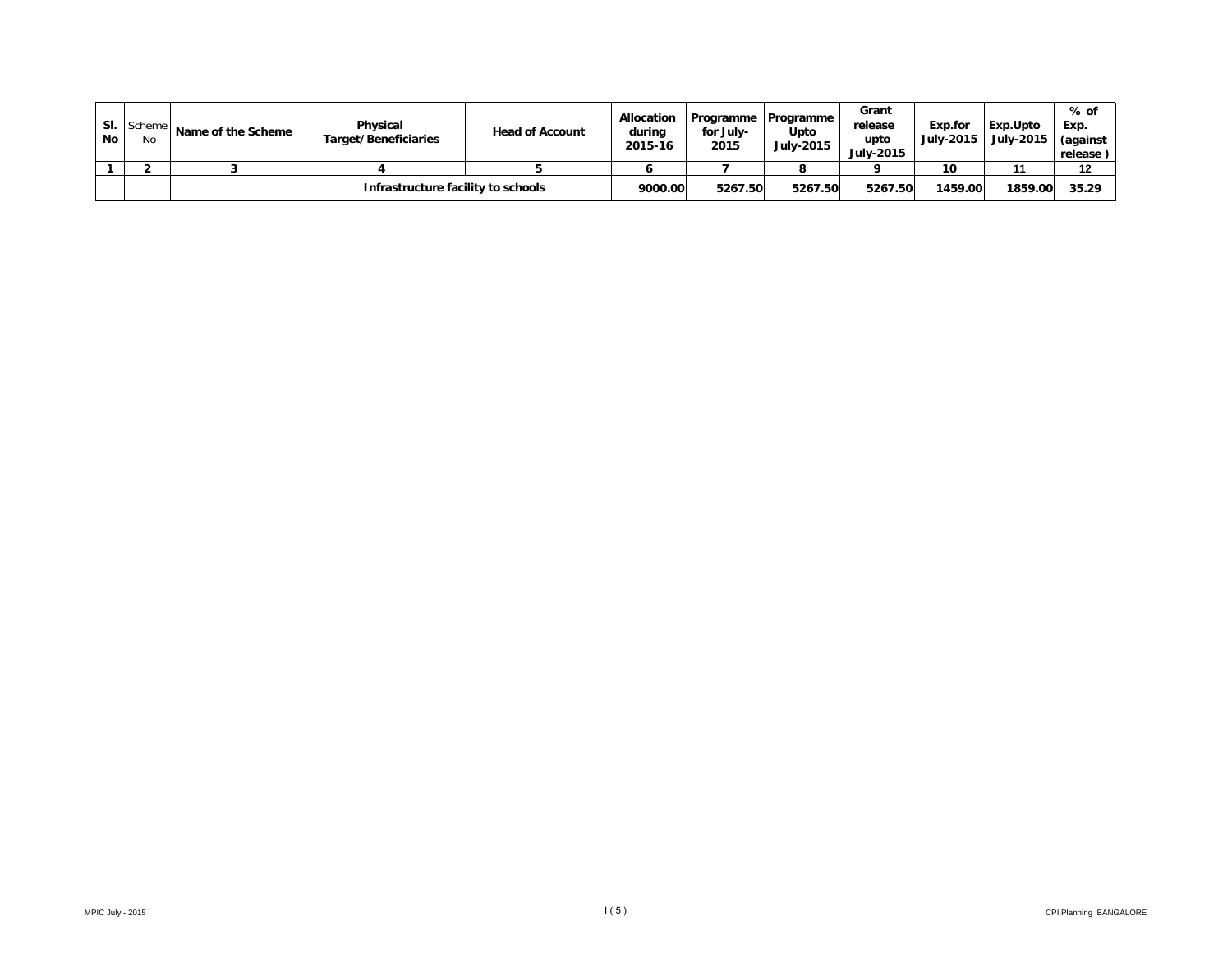| Sl. No | Scheme No | Name of the Scheme | Physical Target/Beneficiaries | Head of Account | Allocation during 2015-16 | Programme for July-2015 | Programme Upto July-2015 | Grant release upto July-2015 | Exp.for July-2015 | Exp.Upto July-2015 | % of Exp. (against release ) |
|---|---|---|---|---|---|---|---|---|---|---|---|
| 1 | 2 | 3 | 4 | 5 | 6 | 7 | 8 | 9 | 10 | 11 | 12 |
| | | | Infrastructure facility to schools | | 9000.00 | 5267.50 | 5267.50 | 5267.50 | 1459.00 | 1859.00 | 35.29 |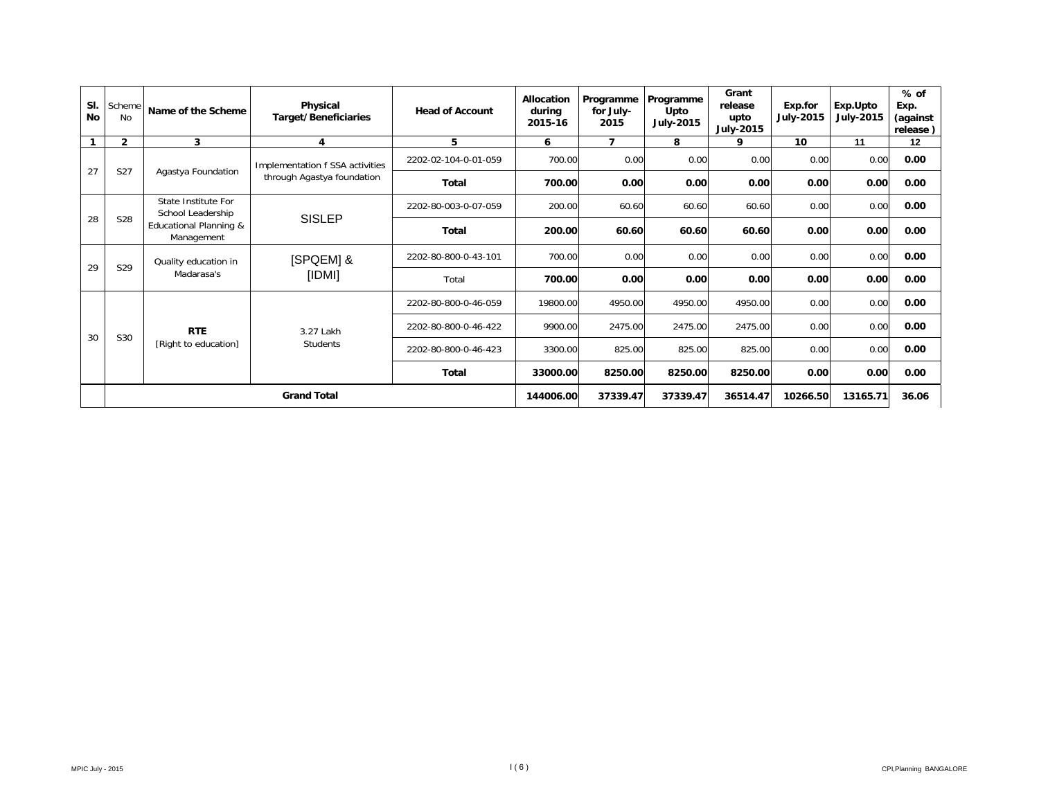| Sl. No | Scheme No | Name of the Scheme | Physical Target/Beneficiaries | Head of Account | Allocation during 2015-16 | Programme for July-2015 | Programme Upto July-2015 | Grant release upto July-2015 | Exp.for July-2015 | Exp.Upto July-2015 | % of Exp. (against release ) |
|---|---|---|---|---|---|---|---|---|---|---|---|
| 1 | 2 | 3 | 4 | 5 | 6 | 7 | 8 | 9 | 10 | 11 | 12 |
| 27 | S27 | Agastya Foundation | Implementation f SSA activities through Agastya foundation | 2202-02-104-0-01-059 | 700.00 | 0.00 | 0.00 | 0.00 | 0.00 | 0.00 | **0.00** |
| | | | | **Total** | **700.00** | **0.00** | **0.00** | **0.00** | **0.00** | **0.00** | **0.00** |
| 28 | S28 | State Institute For School Leadership Educational Planning & Management | SISLEP | 2202-80-003-0-07-059 | 200.00 | 60.60 | 60.60 | 60.60 | 0.00 | 0.00 | **0.00** |
| | | | | **Total** | **200.00** | **60.60** | **60.60** | **60.60** | **0.00** | **0.00** | **0.00** |
| 29 | S29 | Quality education in Madarasa's | [SPQEM] & [IDMI] | 2202-80-800-0-43-101 | 700.00 | 0.00 | 0.00 | 0.00 | 0.00 | 0.00 | **0.00** |
| | | | | Total | **700.00** | **0.00** | **0.00** | **0.00** | **0.00** | **0.00** | **0.00** |
| 30 | S30 | **RTE** [Right to education] | 3.27 Lakh Students | 2202-80-800-0-46-059 | 19800.00 | 4950.00 | 4950.00 | 4950.00 | 0.00 | 0.00 | **0.00** |
| | | | | 2202-80-800-0-46-422 | 9900.00 | 2475.00 | 2475.00 | 2475.00 | 0.00 | 0.00 | **0.00** |
| | | | | 2202-80-800-0-46-423 | 3300.00 | 825.00 | 825.00 | 825.00 | 0.00 | 0.00 | **0.00** |
| | | | | **Total** | **33000.00** | **8250.00** | **8250.00** | **8250.00** | **0.00** | **0.00** | **0.00** |
| | **Grand Total** | | | | **144006.00** | **37339.47** | **37339.47** | **36514.47** | **10266.50** | **13165.71** | **36.06** |